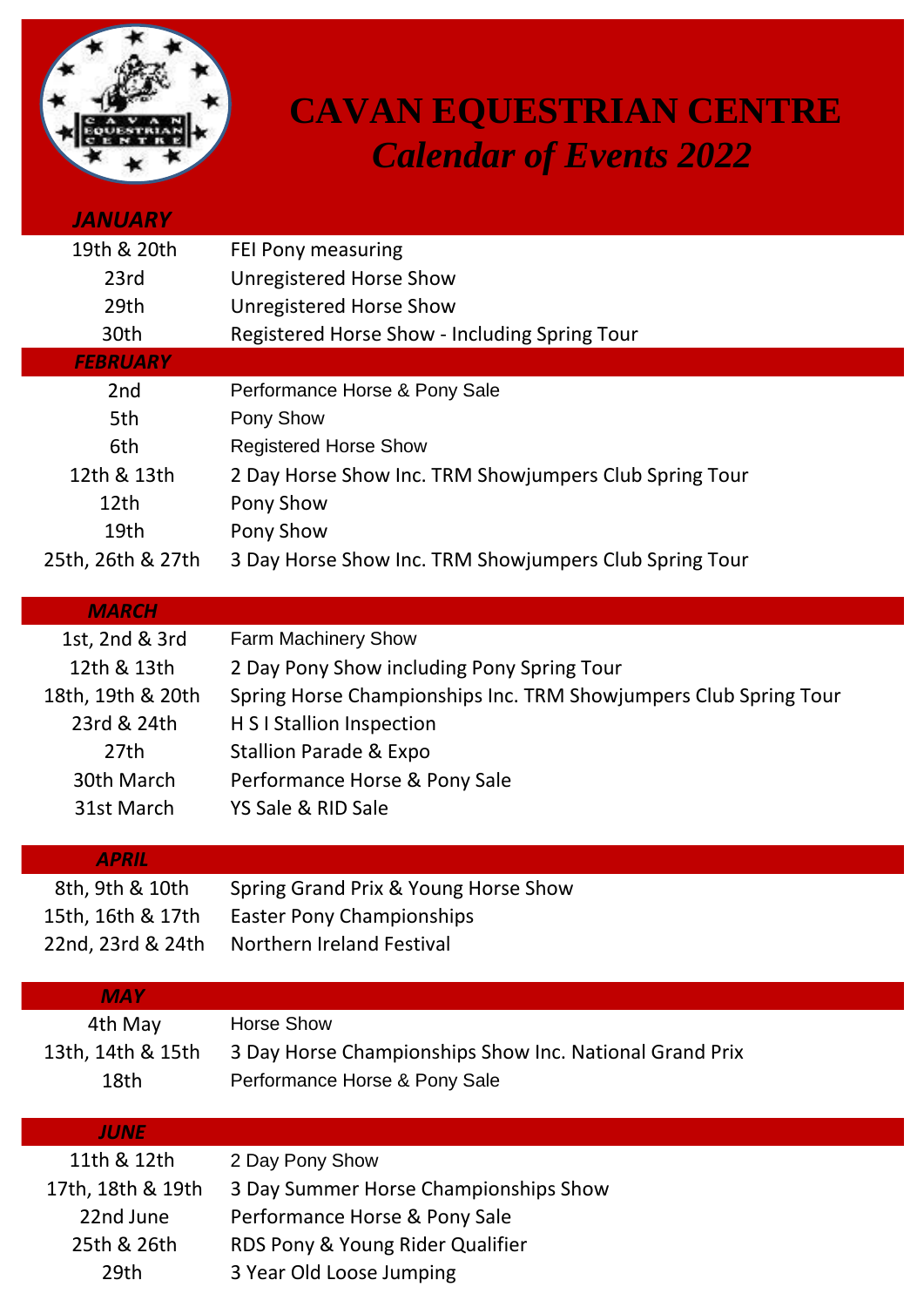# CAVAN EQUESTRIAN CENTRE

## *Calendar of Events 2022*

| | |
|---|---|
| ***JANUARY*** | |
| 19th & 20th | FEI Pony measuring |
| 23rd | Unregistered Horse Show |
| 29th | Unregistered Horse Show |
| 30th | Registered Horse Show - Including Spring Tour |
| ***FEBRUARY*** | |
| 2nd | Performance Horse & Pony Sale |
| 5th | Pony Show |
| 6th | Registered Horse Show |
| 12th & 13th | 2 Day Horse Show Inc. TRM Showjumpers Club Spring Tour |
| 12th | Pony Show |
| 19th | Pony Show |
| 25th, 26th & 27th | 3 Day Horse Show Inc. TRM Showjumpers Club Spring Tour |
| ***MARCH*** | |
| 1st, 2nd & 3rd | Farm Machinery Show |
| 12th & 13th | 2 Day Pony Show including Pony Spring Tour |
| 18th, 19th & 20th | Spring Horse Championships Inc. TRM Showjumpers Club Spring Tour |
| 23rd & 24th | H S I Stallion Inspection |
| 27th | Stallion Parade & Expo |
| 30th March | Performance Horse & Pony Sale |
| 31st March | YS Sale & RID Sale |
| ***APRIL*** | |
| 8th, 9th & 10th | Spring Grand Prix & Young Horse Show |
| 15th, 16th & 17th | Easter Pony Championships |
| 22nd, 23rd & 24th | Northern Ireland Festival |
| ***MAY*** | |
| 4th May | Horse Show |
| 13th, 14th & 15th | 3 Day Horse Championships Show Inc. National Grand Prix |
| 18th | Performance Horse & Pony Sale |
| ***JUNE*** | |
| 11th & 12th | 2 Day Pony Show |
| 17th, 18th & 19th | 3 Day Summer Horse Championships Show |
| 22nd June | Performance Horse & Pony Sale |
| 25th & 26th | RDS Pony & Young Rider Qualifier |
| 29th | 3 Year Old Loose Jumping |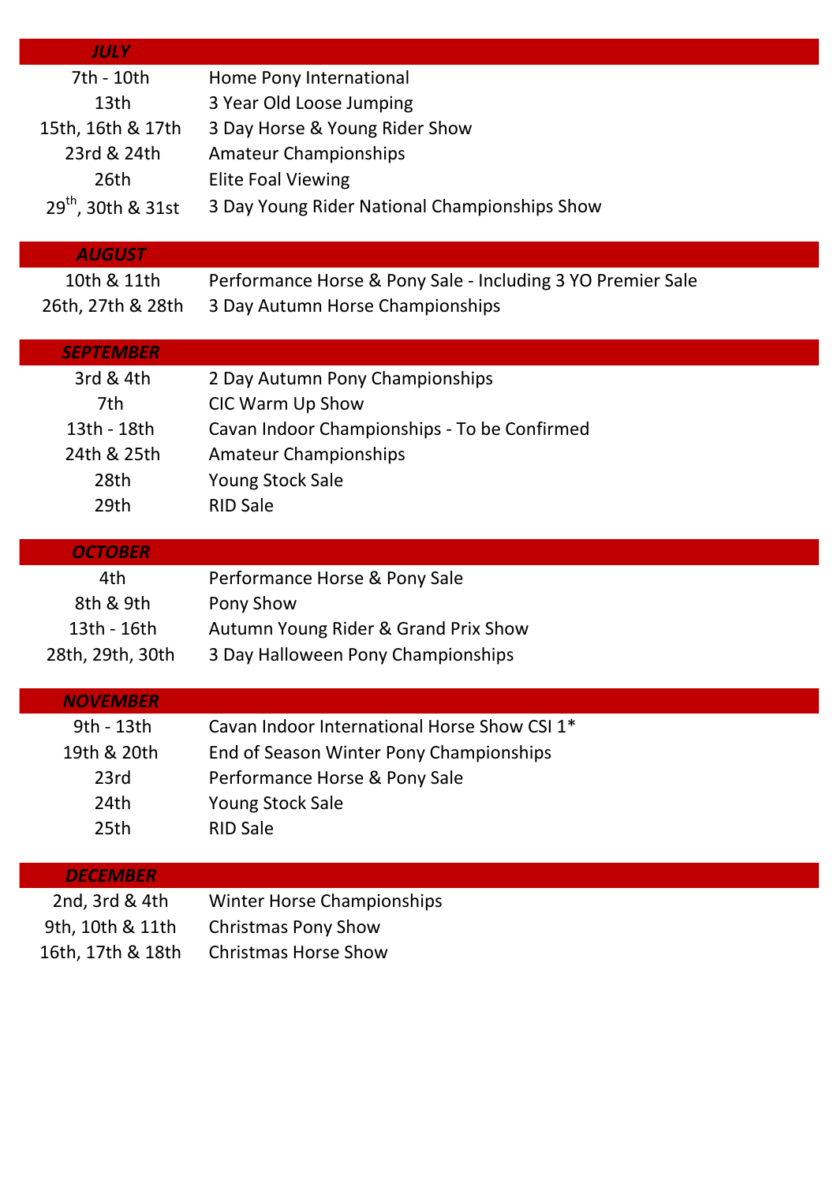| | |
|---|---|
| ***JULY*** | |
| 7th - 10th | Home Pony International |
| 13th | 3 Year Old Loose Jumping |
| 15th, 16th & 17th | 3 Day Horse & Young Rider Show |
| 23rd & 24th | Amateur Championships |
| 26th | Elite Foal Viewing |
| 29th, 30th & 31st | 3 Day Young Rider National Championships Show |
| ***AUGUST*** | |
| 10th & 11th | Performance Horse & Pony Sale - Including 3 YO Premier Sale |
| 26th, 27th & 28th | 3 Day Autumn Horse Championships |
| ***SEPTEMBER*** | |
| 3rd & 4th | 2 Day Autumn Pony Championships |
| 7th | CIC Warm Up Show |
| 13th - 18th | Cavan Indoor Championships - To be Confirmed |
| 24th & 25th | Amateur Championships |
| 28th | Young Stock Sale |
| 29th | RID Sale |
| ***OCTOBER*** | |
| 4th | Performance Horse & Pony Sale |
| 8th & 9th | Pony Show |
| 13th - 16th | Autumn Young Rider & Grand Prix Show |
| 28th, 29th, 30th | 3 Day Halloween Pony Championships |
| ***NOVEMBER*** | |
| 9th - 13th | Cavan Indoor International Horse Show CSI 1* |
| 19th & 20th | End of Season Winter Pony Championships |
| 23rd | Performance Horse & Pony Sale |
| 24th | Young Stock Sale |
| 25th | RID Sale |
| ***DECEMBER*** | |
| 2nd, 3rd & 4th | Winter Horse Championships |
| 9th, 10th & 11th | Christmas Pony Show |
| 16th, 17th & 18th | Christmas Horse Show |